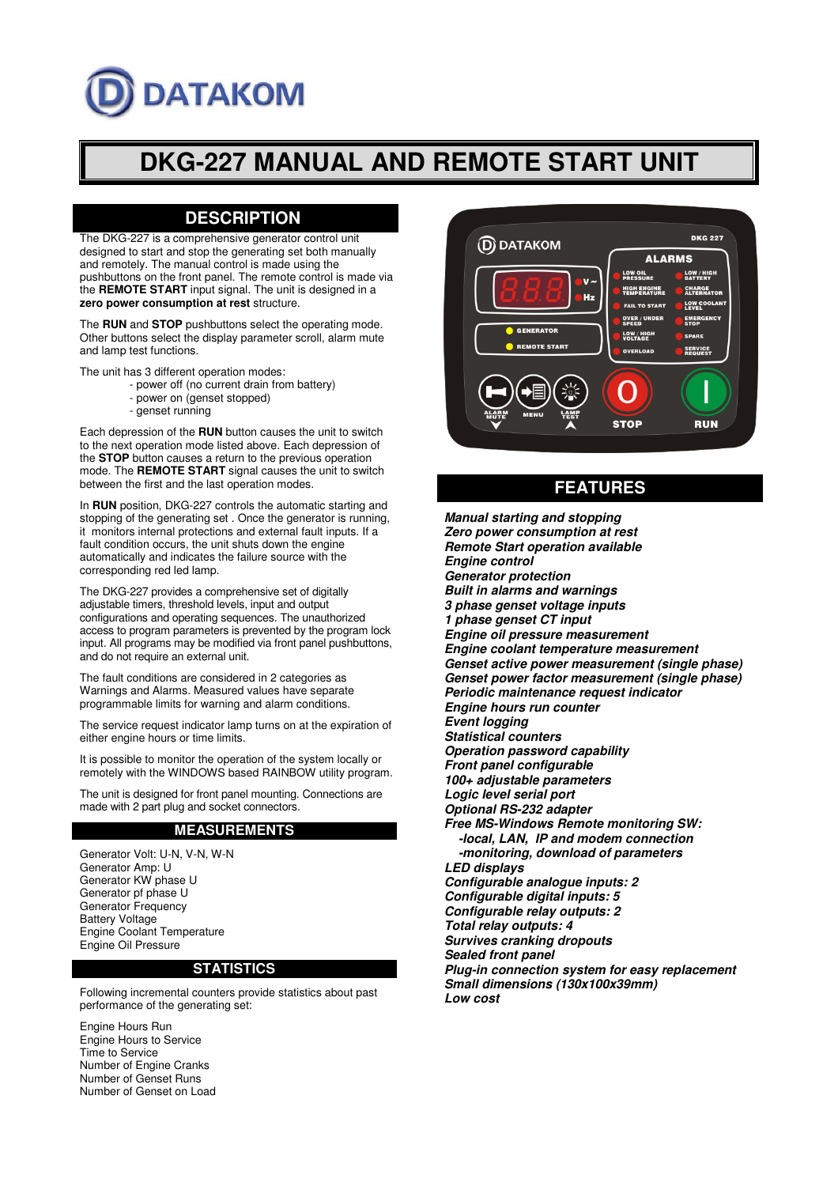DATAKOM

# DKG-227 MANUAL AND REMOTE START UNIT

## DESCRIPTION

The DKG-227 is a comprehensive generator control unit designed to start and stop the generating set both manually and remotely. The manual control is made using the pushbuttons on the front panel. The remote control is made via the **REMOTE START** input signal. The unit is designed in a **zero power consumption at rest** structure.

The **RUN** and **STOP** pushbuttons select the operating mode. Other buttons select the display parameter scroll, alarm mute and lamp test functions.

The unit has 3 different operation modes:

- power off (no current drain from battery)
- power on (genset stopped)
- genset running

Each depression of the **RUN** button causes the unit to switch to the next operation mode listed above. Each depression of the **STOP** button causes a return to the previous operation mode. The **REMOTE START** signal causes the unit to switch between the first and the last operation modes.

In **RUN** position, DKG-227 controls the automatic starting and stopping of the generating set . Once the generator is running, it monitors internal protections and external fault inputs. If a fault condition occurs, the unit shuts down the engine automatically and indicates the failure source with the corresponding red led lamp.

The DKG-227 provides a comprehensive set of digitally adjustable timers, threshold levels, input and output configurations and operating sequences. The unauthorized access to program parameters is prevented by the program lock input. All programs may be modified via front panel pushbuttons, and do not require an external unit.

The fault conditions are considered in 2 categories as Warnings and Alarms. Measured values have separate programmable limits for warning and alarm conditions.

The service request indicator lamp turns on at the expiration of either engine hours or time limits.

It is possible to monitor the operation of the system locally or remotely with the WINDOWS based RAINBOW utility program.

The unit is designed for front panel mounting. Connections are made with 2 part plug and socket connectors.

## MEASUREMENTS

Generator Volt: U-N, V-N, W-N
Generator Amp: U
Generator KW phase U
Generator pf phase U
Generator Frequency
Battery Voltage
Engine Coolant Temperature
Engine Oil Pressure

## STATISTICS

Following incremental counters provide statistics about past performance of the generating set:

Engine Hours Run
Engine Hours to Service
Time to Service
Number of Engine Cranks
Number of Genset Runs
Number of Genset on Load

## FEATURES

***Manual starting and stopping***
***Zero power consumption at rest***
***Remote Start operation available***
***Engine control***
***Generator protection***
***Built in alarms and warnings***
***3 phase genset voltage inputs***
***1 phase genset CT input***
***Engine oil pressure measurement***
***Engine coolant temperature measurement***
***Genset active power measurement (single phase)***
***Genset power factor measurement (single phase)***
***Periodic maintenance request indicator***
***Engine hours run counter***
***Event logging***
***Statistical counters***
***Operation password capability***
***Front panel configurable***
***100+ adjustable parameters***
***Logic level serial port***
***Optional RS-232 adapter***
***Free MS-Windows Remote monitoring SW:***
***-local, LAN, IP and modem connection***
***-monitoring, download of parameters***
***LED displays***
***Configurable analogue inputs: 2***
***Configurable digital inputs: 5***
***Configurable relay outputs: 2***
***Total relay outputs: 4***
***Survives cranking dropouts***
***Sealed front panel***
***Plug-in connection system for easy replacement***
***Small dimensions (130x100x39mm)***
***Low cost***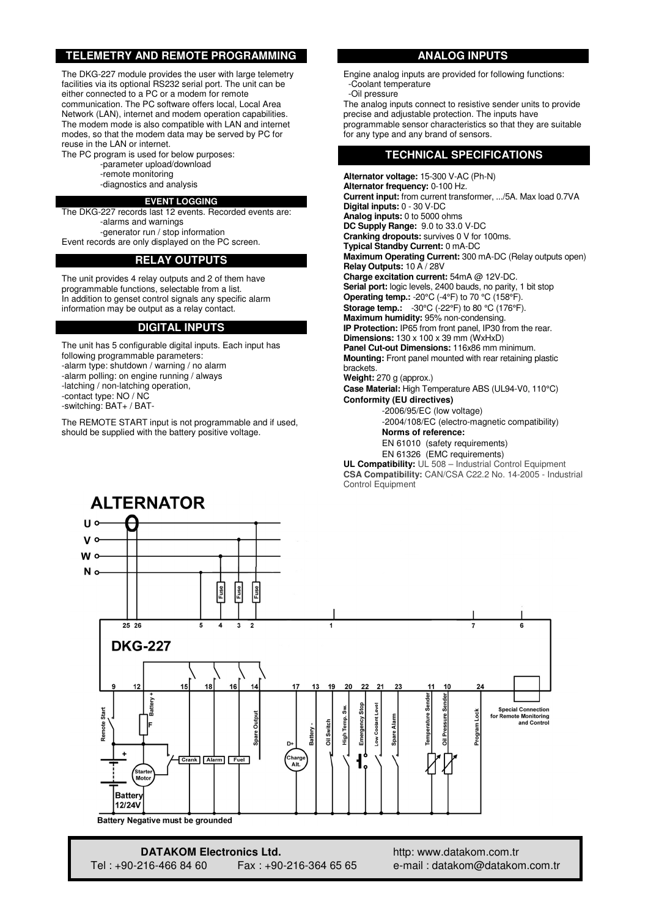## TELEMETRY AND REMOTE PROGRAMMING

The DKG-227 module provides the user with large telemetry facilities via its optional RS232 serial port. The unit can be either connected to a PC or a modem for remote communication. The PC software offers local, Local Area Network (LAN), internet and modem operation capabilities. The modem mode is also compatible with LAN and internet modes, so that the modem data may be served by PC for reuse in the LAN or internet.

The PC program is used for below purposes:

- parameter upload/download
- remote monitoring
- diagnostics and analysis

### EVENT LOGGING

The DKG-227 records last 12 events. Recorded events are:

- alarms and warnings
- generator run / stop information

Event records are only displayed on the PC screen.

## RELAY OUTPUTS

The unit provides 4 relay outputs and 2 of them have programmable functions, selectable from a list.
In addition to genset control signals any specific alarm information may be output as a relay contact.

## DIGITAL INPUTS

The unit has 5 configurable digital inputs. Each input has following programmable parameters:

- alarm type: shutdown / warning / no alarm
- alarm polling: on engine running / always
- latching / non-latching operation,
- contact type: NO / NC
- switching: BAT+ / BAT-

The REMOTE START input is not programmable and if used, should be supplied with the battery positive voltage.

## ANALOG INPUTS

Engine analog inputs are provided for following functions:

- Coolant temperature
- Oil pressure

The analog inputs connect to resistive sender units to provide precise and adjustable protection. The inputs have programmable sensor characteristics so that they are suitable for any type and any brand of sensors.

## TECHNICAL SPECIFICATIONS

**Alternator voltage:** 15-300 V-AC (Ph-N)
**Alternator frequency:** 0-100 Hz.
**Current input:** from current transformer, .../5A. Max load 0.7VA
**Digital inputs:** 0 - 30 V-DC
**Analog inputs:** 0 to 5000 ohms
**DC Supply Range:** 9.0 to 33.0 V-DC
**Cranking dropouts:** survives 0 V for 100ms.
**Typical Standby Current:** 0 mA-DC
**Maximum Operating Current:** 300 mA-DC (Relay outputs open)
**Relay Outputs:** 10 A / 28V
**Charge excitation current:** 54mA @ 12V-DC.
**Serial port:** logic levels, 2400 bauds, no parity, 1 bit stop
**Operating temp.:** -20°C (-4°F) to 70 °C (158°F).
**Storage temp.:** -30°C (-22°F) to 80 °C (176°F).
**Maximum humidity:** 95% non-condensing.
**IP Protection:** IP65 from front panel, IP30 from the rear.
**Dimensions:** 130 x 100 x 39 mm (WxHxD)
**Panel Cut-out Dimensions:** 116x86 mm minimum.
**Mounting:** Front panel mounted with rear retaining plastic brackets.
**Weight:** 270 g (approx.)
**Case Material:** High Temperature ABS (UL94-V0, 110°C)
**Conformity (EU directives)**

- 2006/95/EC (low voltage)
- 2004/108/EC (electro-magnetic compatibility)

**Norms of reference:**

EN 61010 (safety requirements)
EN 61326 (EMC requirements)

**UL Compatibility:** UL 508 – Industrial Control Equipment
**CSA Compatibility:** CAN/CSA C22.2 No. 14-2005 - Industrial Control Equipment

ALTERNATOR

U
V
W
N
Fuse
Fuse
Fuse
25 26 5 4 3 2 1 7 6
DKG-227
9 12 15 18 16 14 17 13 19 20 22 21 23 11 10 24
Remote Start
Battery +
F
Spare Output
Crank
Alarm
Fuel
Starter Motor
Battery 12/24V
D+
Charge Alt.
Battery -
Oil Switch
High Temp. Sw.
Emergency Stop
Low Coolant Level
Spare Alarm
Temperature Sender
Oil Pressure Sender
Program Lock
Special Connection for Remote Monitoring and Control

Battery Negative must be grounded